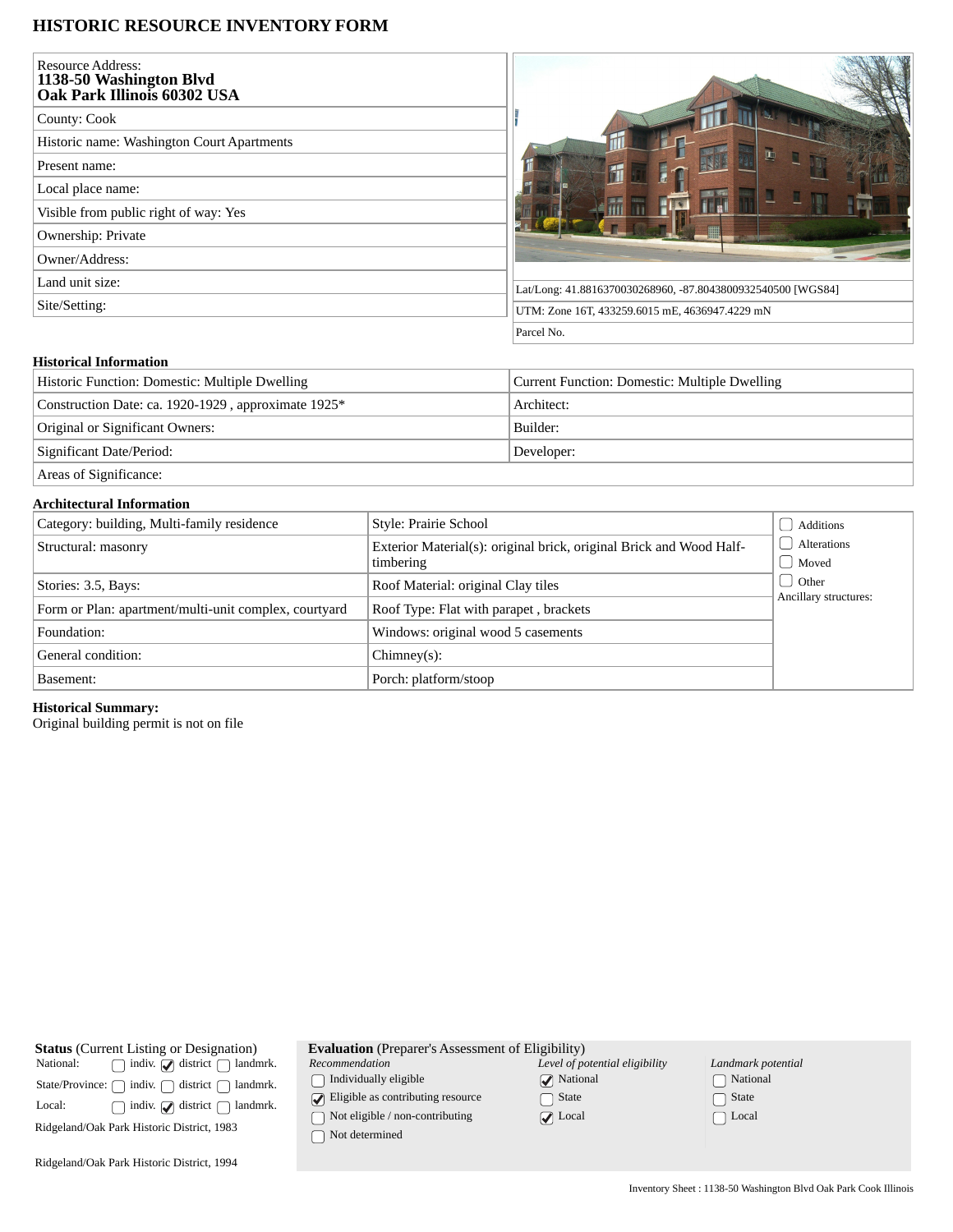# HISTORIC RESOURCE INVENTORY FORM

| | |
|---|---|
| Resource Address: **1138-50 Washington Blvd Oak Park Illinois 60302 USA** | |
| County: Cook | |
| Historic name: Washington Court Apartments | |
| Present name: | |
| Local place name: | |
| Visible from public right of way: Yes | |
| Ownership: Private | |
| Owner/Address: | |
| Land unit size: | Lat/Long: 41.8816370030268960, -87.8043800932540500 [WGS84] |
| Site/Setting: | UTM: Zone 16T, 433259.6015 mE, 4636947.4229 mN |
| | Parcel No. |

## Historical Information

| | |
|---|---|
| Historic Function: Domestic: Multiple Dwelling | Current Function: Domestic: Multiple Dwelling |
| Construction Date: ca. 1920-1929 , approximate 1925* | Architect: |
| Original or Significant Owners: | Builder: |
| Significant Date/Period: | Developer: |
| Areas of Significance: | |

## Architectural Information

| | | |
|---|---|---|
| Category: building, Multi-family residence | Style: Prairie School | ☐ Additions<br>☐ Alterations<br>☐ Moved<br>☐ Other<br>Ancillary structures: |
| Structural: masonry | Exterior Material(s): original brick, original Brick and Wood Half-timbering | |
| Stories: 3.5, Bays: | Roof Material: original Clay tiles | |
| Form or Plan: apartment/multi-unit complex, courtyard | Roof Type: Flat with parapet , brackets | |
| Foundation: | Windows: original wood 5 casements | |
| General condition: | Chimney(s): | |
| Basement: | Porch: platform/stoop | |

**Historical Summary:**
Original building permit is not on file

**Status** (Current Listing or Designation)

| | indiv. | district | landmrk. |
|---|---|---|---|
| National: | ☐ | ☑ | ☐ |
| State/Province: | ☐ | ☐ | ☐ |
| Local: | ☐ | ☑ | ☐ |

Ridgeland/Oak Park Historic District, 1983

Ridgeland/Oak Park Historic District, 1994

**Evaluation** (Preparer's Assessment of Eligibility)

| *Recommendation* | *Level of potential eligibility* | *Landmark potential* |
|---|---|---|
| ☐ Individually eligible | ☑ National | ☐ National |
| ☑ Eligible as contributing resource | ☐ State | ☐ State |
| ☐ Not eligible / non-contributing | ☑ Local | ☐ Local |
| ☐ Not determined | | |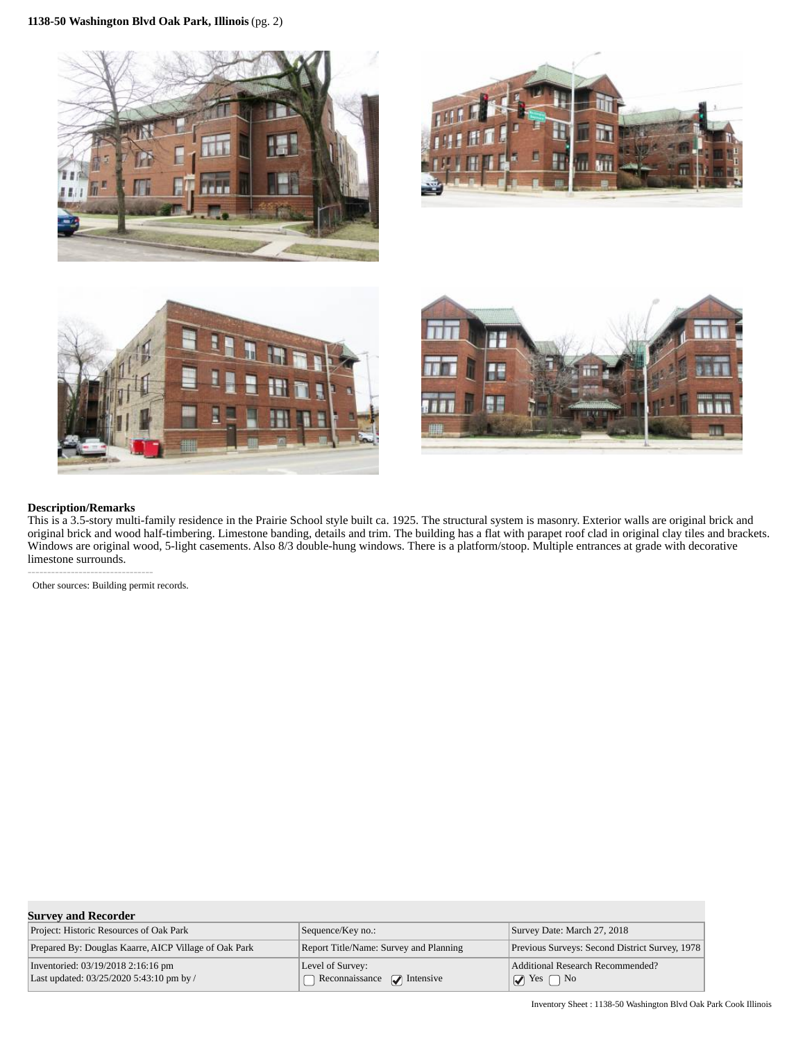**1138-50 Washington Blvd Oak Park, Illinois** (pg. 2)

### Description/Remarks

This is a 3.5-story multi-family residence in the Prairie School style built ca. 1925. The structural system is masonry. Exterior walls are original brick and original brick and wood half-timbering. Limestone banding, details and trim. The building has a flat with parapet roof clad in original clay tiles and brackets. Windows are original wood, 5-light casements. Also 8/3 double-hung windows. There is a platform/stoop. Multiple entrances at grade with decorative limestone surrounds.

---

Other sources: Building permit records.

### Survey and Recorder

| | | |
|---|---|---|
| Project: Historic Resources of Oak Park | Sequence/Key no.: | Survey Date: March 27, 2018 |
| Prepared By: Douglas Kaarre, AICP Village of Oak Park | Report Title/Name: Survey and Planning | Previous Surveys: Second District Survey, 1978 |
| Inventoried: 03/19/2018 2:16:16 pm<br>Last updated: 03/25/2020 5:43:10 pm by / | Level of Survey:<br>☐ Reconnaissance ☑ Intensive | Additional Research Recommended?<br>☑ Yes ☐ No |

Inventory Sheet : 1138-50 Washington Blvd Oak Park Cook Illinois